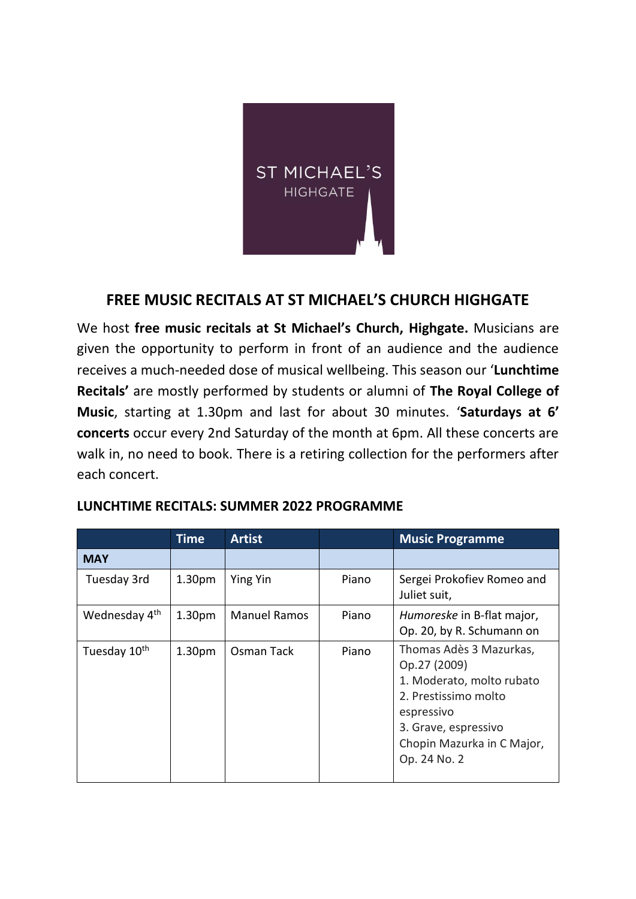ST MICHAEL'S
HIGHGATE

## FREE MUSIC RECITALS AT ST MICHAEL'S CHURCH HIGHGATE

We host **free music recitals at St Michael's Church, Highgate.** Musicians are given the opportunity to perform in front of an audience and the audience receives a much-needed dose of musical wellbeing. This season our '**Lunchtime Recitals'** are mostly performed by students or alumni of **The Royal College of Music**, starting at 1.30pm and last for about 30 minutes. '**Saturdays at 6' concerts** occur every 2nd Saturday of the month at 6pm. All these concerts are walk in, no need to book. There is a retiring collection for the performers after each concert.

### LUNCHTIME RECITALS: SUMMER 2022 PROGRAMME

| | Time | Artist | | Music Programme |
|---|---|---|---|---|
| **MAY** | | | | |
| Tuesday 3rd | 1.30pm | Ying Yin | Piano | Sergei Prokofiev Romeo and Juliet suit, |
| Wednesday 4th | 1.30pm | Manuel Ramos | Piano | *Humoreske* in B-flat major, Op. 20, by R. Schumann on |
| Tuesday 10th | 1.30pm | Osman Tack | Piano | Thomas Adès 3 Mazurkas, Op.27 (2009)<br>1. Moderato, molto rubato<br>2. Prestissimo molto espressivo<br>3. Grave, espressivo<br>Chopin Mazurka in C Major, Op. 24 No. 2 |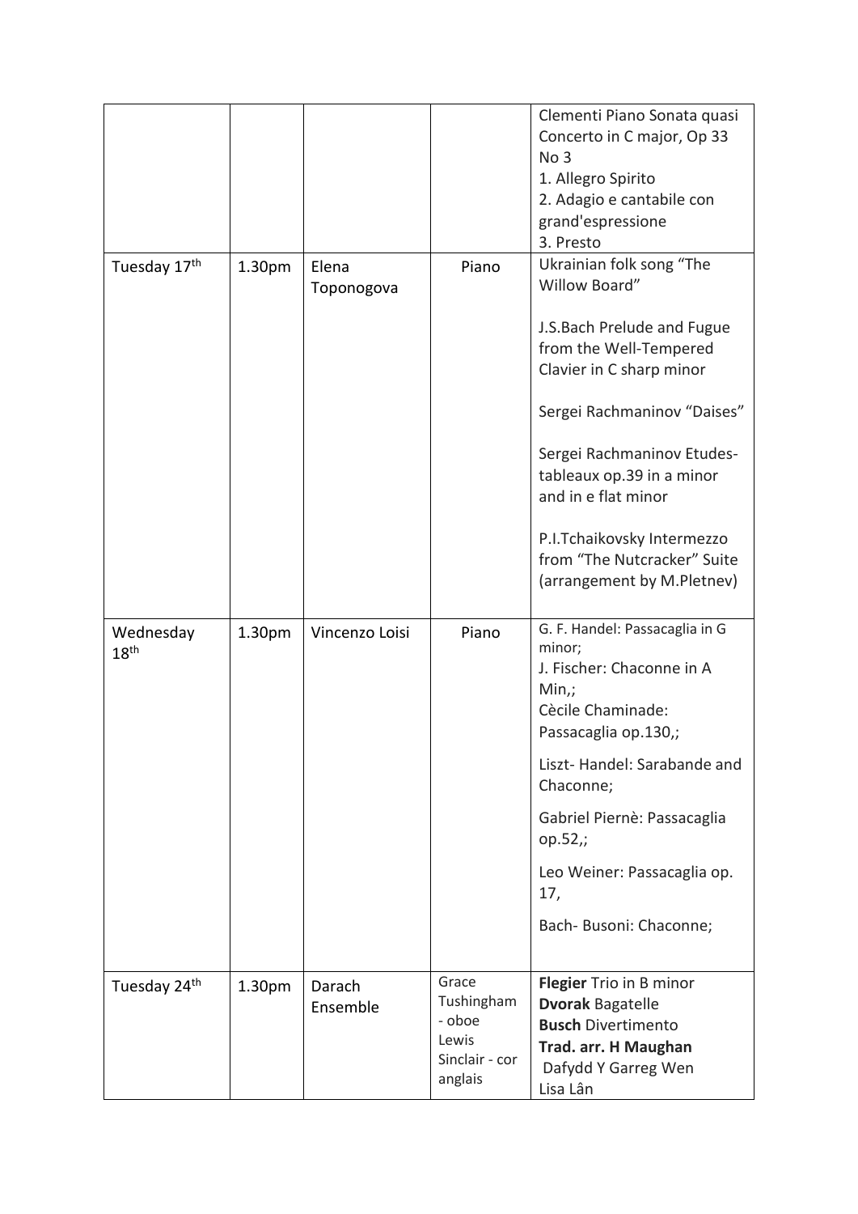| | | | | |
|---|---|---|---|---|
| | | | | Clementi Piano Sonata quasi Concerto in C major, Op 33 No 3<br>1. Allegro Spirito<br>2. Adagio e cantabile con grand'espressione<br>3. Presto |
| Tuesday 17th | 1.30pm | Elena Toponogova | Piano | Ukrainian folk song "The Willow Board"<br><br>J.S.Bach Prelude and Fugue from the Well-Tempered Clavier in C sharp minor<br><br>Sergei Rachmaninov "Daises"<br><br>Sergei Rachmaninov Etudes-tableaux op.39 in a minor and in e flat minor<br><br>P.I.Tchaikovsky Intermezzo from "The Nutcracker" Suite (arrangement by M.Pletnev) |
| Wednesday 18th | 1.30pm | Vincenzo Loisi | Piano | G. F. Handel: Passacaglia in G minor;<br>J. Fischer: Chaconne in A Min,;<br>Cècile Chaminade: Passacaglia op.130,;<br><br>Liszt- Handel: Sarabande and Chaconne;<br><br>Gabriel Piernè: Passacaglia op.52,;<br><br>Leo Weiner: Passacaglia op. 17,<br><br>Bach- Busoni: Chaconne; |
| Tuesday 24th | 1.30pm | Darach Ensemble | Grace Tushingham - oboe<br>Lewis Sinclair - cor anglais | **Flegier** Trio in B minor<br>**Dvorak** Bagatelle<br>**Busch** Divertimento<br>**Trad. arr. H Maughan**<br>Dafydd Y Garreg Wen<br>Lisa Lân |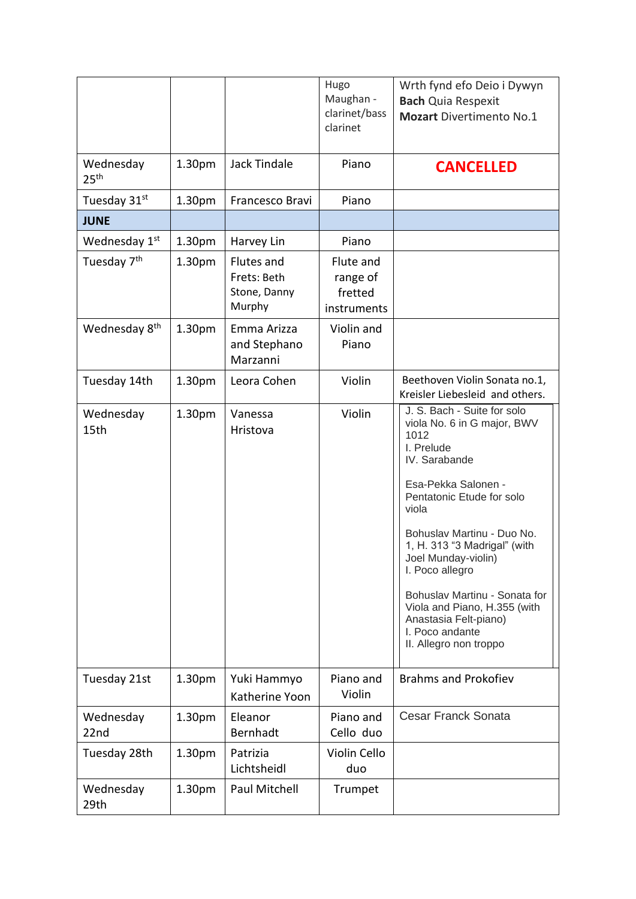| | | | | |
|---|---|---|---|---|
| | | | Hugo Maughan - clarinet/bass clarinet | Wrth fynd efo Deio i Dywyn<br>**Bach** Quia Respexit<br>**Mozart** Divertimento No.1 |
| Wednesday 25th | 1.30pm | Jack Tindale | Piano | **CANCELLED** |
| Tuesday 31st | 1.30pm | Francesco Bravi | Piano | |
| **JUNE** | | | | |
| Wednesday 1st | 1.30pm | Harvey Lin | Piano | |
| Tuesday 7th | 1.30pm | Flutes and Frets: Beth Stone, Danny Murphy | Flute and range of fretted instruments | |
| Wednesday 8th | 1.30pm | Emma Arizza and Stephano Marzanni | Violin and Piano | |
| Tuesday 14th | 1.30pm | Leora Cohen | Violin | Beethoven Violin Sonata no.1, Kreisler Liebesleid and others. |
| Wednesday 15th | 1.30pm | Vanessa Hristova | Violin | J. S. Bach - Suite for solo viola No. 6 in G major, BWV 1012<br>I. Prelude<br>IV. Sarabande<br><br>Esa-Pekka Salonen - Pentatonic Etude for solo viola<br><br>Bohuslav Martinu - Duo No. 1, H. 313 "3 Madrigal" (with Joel Munday-violin)<br>I. Poco allegro<br><br>Bohuslav Martinu - Sonata for Viola and Piano, H.355 (with Anastasia Felt-piano)<br>I. Poco andante<br>II. Allegro non troppo |
| Tuesday 21st | 1.30pm | Yuki Hammyo Katherine Yoon | Piano and Violin | Brahms and Prokofiev |
| Wednesday 22nd | 1.30pm | Eleanor Bernhadt | Piano and Cello duo | Cesar Franck Sonata |
| Tuesday 28th | 1.30pm | Patrizia Lichtsheidl | Violin Cello duo | |
| Wednesday 29th | 1.30pm | Paul Mitchell | Trumpet | |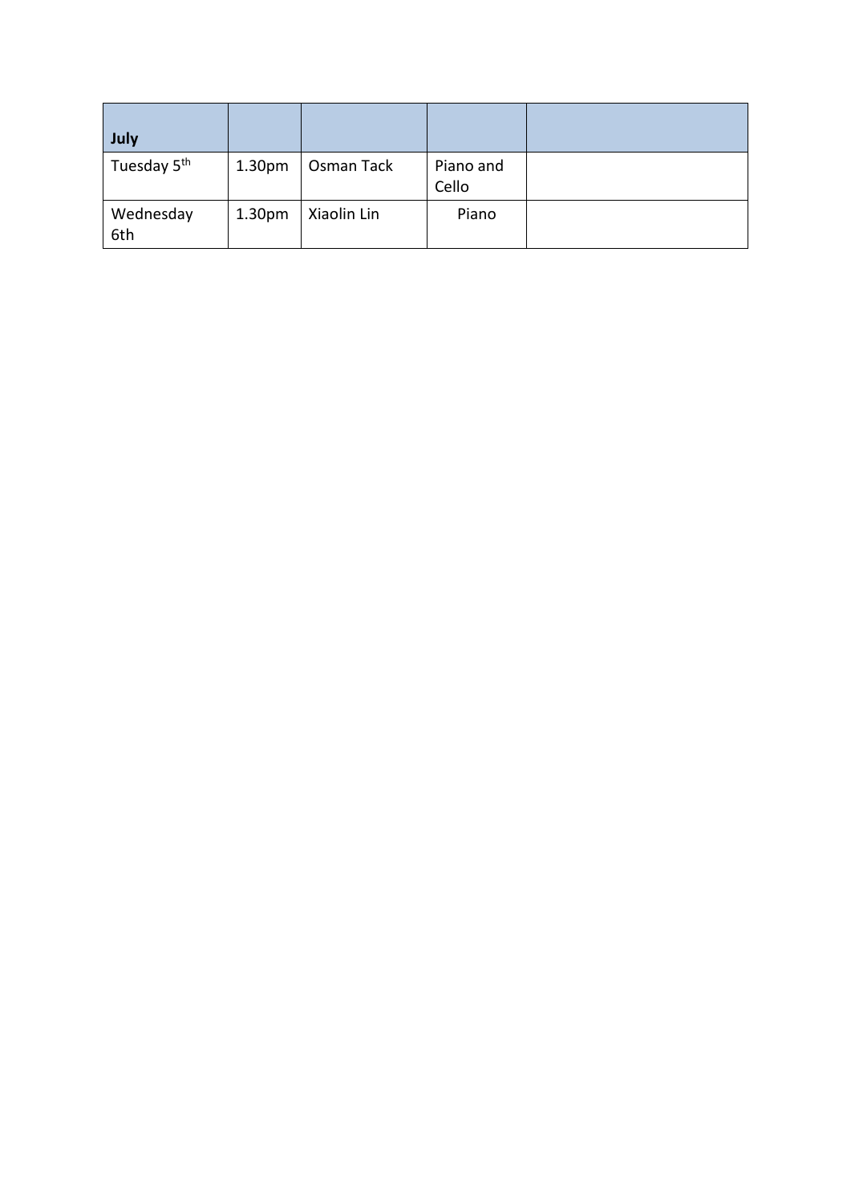| **July** | | | | |
|---|---|---|---|---|
| Tuesday 5th | 1.30pm | Osman Tack | Piano and Cello | |
| Wednesday 6th | 1.30pm | Xiaolin Lin | Piano | |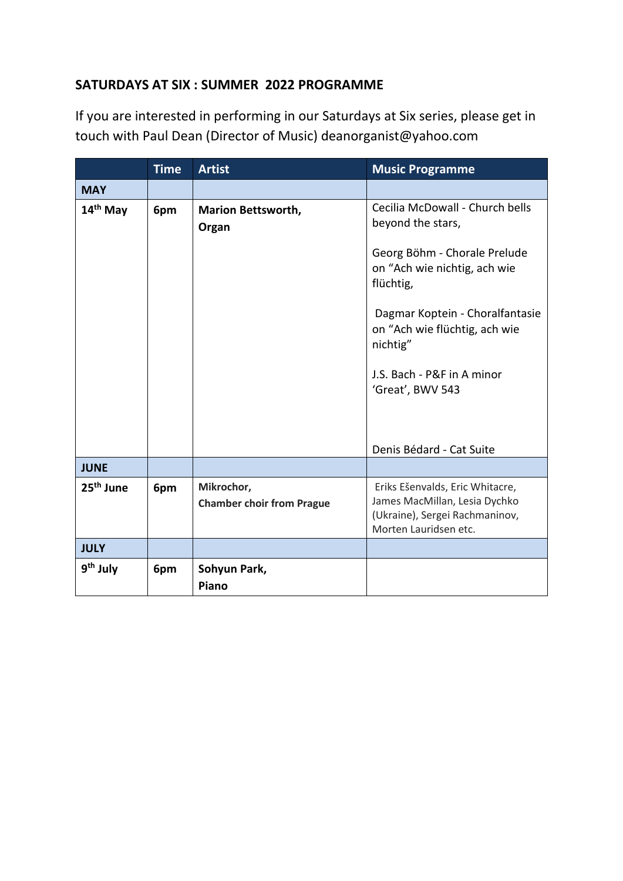**SATURDAYS AT SIX : SUMMER 2022 PROGRAMME**

If you are interested in performing in our Saturdays at Six series, please get in touch with Paul Dean (Director of Music) deanorganist@yahoo.com

| | Time | Artist | Music Programme |
|---|---|---|---|
| **MAY** | | | |
| **14th May** | **6pm** | **Marion Bettsworth, Organ** | Cecilia McDowall - Church bells beyond the stars, <br><br> Georg Böhm - Chorale Prelude on "Ach wie nichtig, ach wie flüchtig, <br><br> Dagmar Koptein - Choralfantasie on "Ach wie flüchtig, ach wie nichtig" <br><br> J.S. Bach - P&F in A minor 'Great', BWV 543 <br><br> Denis Bédard - Cat Suite |
| **JUNE** | | | |
| **25th June** | **6pm** | **Mikrochor, Chamber choir from Prague** | Eriks Ešenvalds, Eric Whitacre, James MacMillan, Lesia Dychko (Ukraine), Sergei Rachmaninov, Morten Lauridsen etc. |
| **JULY** | | | |
| **9th July** | **6pm** | **Sohyun Park, Piano** | |